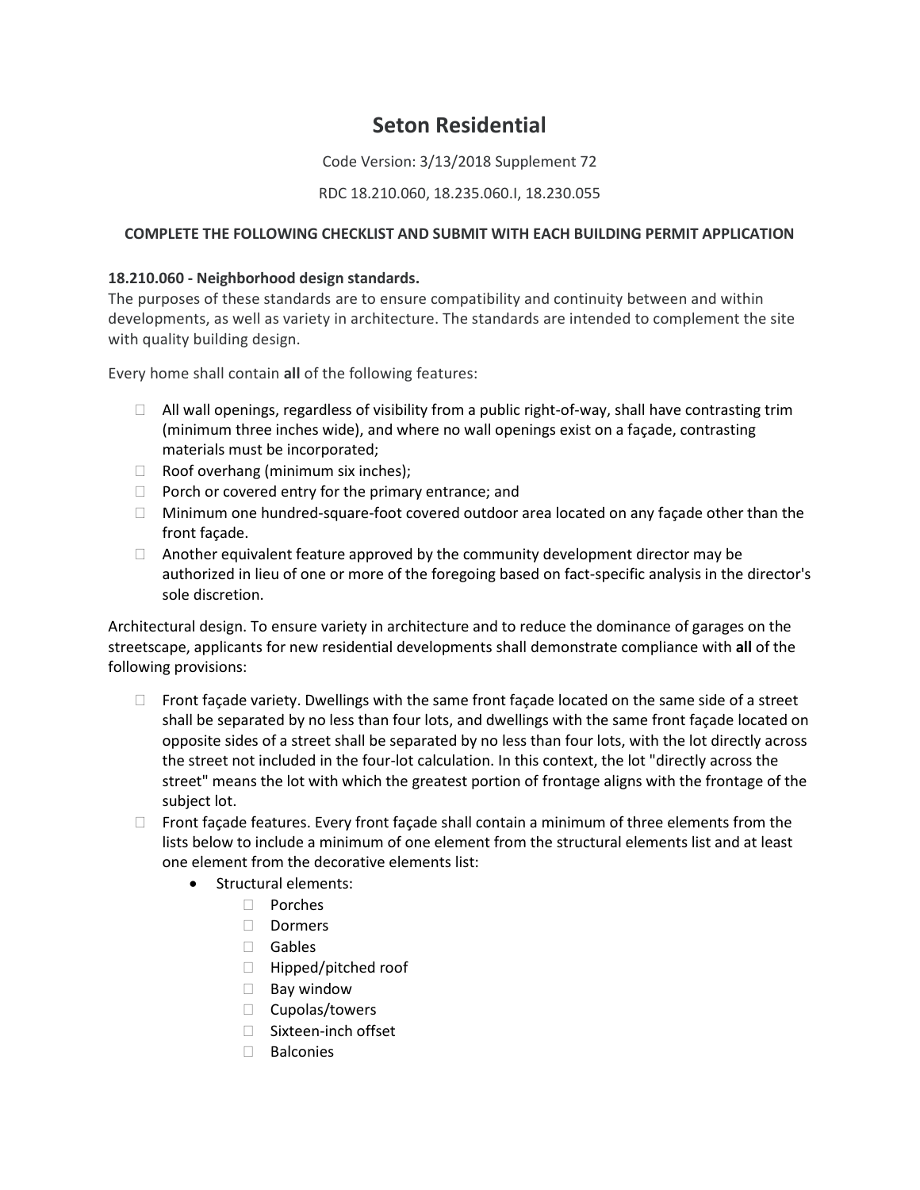# Seton Residential

Code Version: 3/13/2018 Supplement 72

RDC 18.210.060, 18.235.060.I, 18.230.055

**COMPLETE THE FOLLOWING CHECKLIST AND SUBMIT WITH EACH BUILDING PERMIT APPLICATION**

**18.210.060 - Neighborhood design standards.**

The purposes of these standards are to ensure compatibility and continuity between and within developments, as well as variety in architecture. The standards are intended to complement the site with quality building design.

Every home shall contain **all** of the following features:

- ☐ All wall openings, regardless of visibility from a public right-of-way, shall have contrasting trim (minimum three inches wide), and where no wall openings exist on a façade, contrasting materials must be incorporated;
- ☐ Roof overhang (minimum six inches);
- ☐ Porch or covered entry for the primary entrance; and
- ☐ Minimum one hundred-square-foot covered outdoor area located on any façade other than the front façade.
- ☐ Another equivalent feature approved by the community development director may be authorized in lieu of one or more of the foregoing based on fact-specific analysis in the director's sole discretion.

Architectural design. To ensure variety in architecture and to reduce the dominance of garages on the streetscape, applicants for new residential developments shall demonstrate compliance with **all** of the following provisions:

- ☐ Front façade variety. Dwellings with the same front façade located on the same side of a street shall be separated by no less than four lots, and dwellings with the same front façade located on opposite sides of a street shall be separated by no less than four lots, with the lot directly across the street not included in the four-lot calculation. In this context, the lot "directly across the street" means the lot with which the greatest portion of frontage aligns with the frontage of the subject lot.
- ☐ Front façade features. Every front façade shall contain a minimum of three elements from the lists below to include a minimum of one element from the structural elements list and at least one element from the decorative elements list:
  - Structural elements:
    - ☐ Porches
    - ☐ Dormers
    - ☐ Gables
    - ☐ Hipped/pitched roof
    - ☐ Bay window
    - ☐ Cupolas/towers
    - ☐ Sixteen-inch offset
    - ☐ Balconies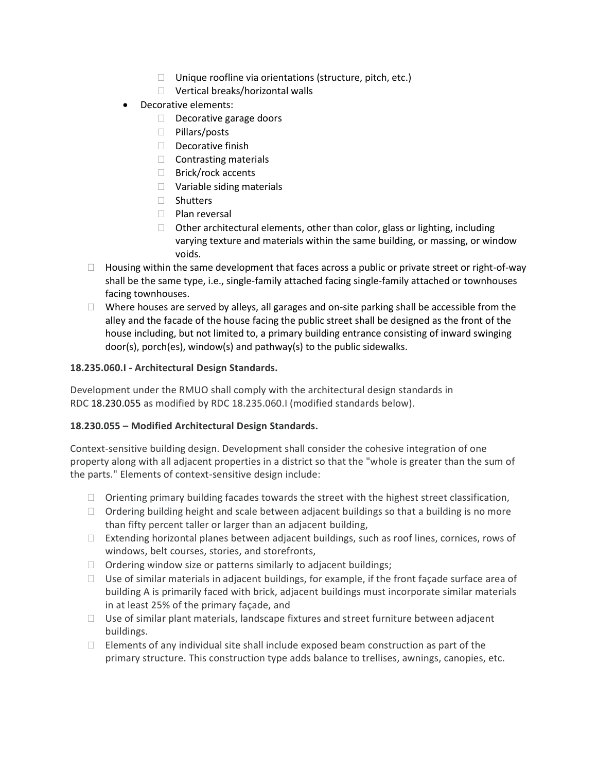- Unique roofline via orientations (structure, pitch, etc.)
    - Vertical breaks/horizontal walls
  - Decorative elements:
    - Decorative garage doors
    - Pillars/posts
    - Decorative finish
    - Contrasting materials
    - Brick/rock accents
    - Variable siding materials
    - Shutters
    - Plan reversal
    - Other architectural elements, other than color, glass or lighting, including varying texture and materials within the same building, or massing, or window voids.
- Housing within the same development that faces across a public or private street or right-of-way shall be the same type, i.e., single-family attached facing single-family attached or townhouses facing townhouses.
- Where houses are served by alleys, all garages and on-site parking shall be accessible from the alley and the facade of the house facing the public street shall be designed as the front of the house including, but not limited to, a primary building entrance consisting of inward swinging door(s), porch(es), window(s) and pathway(s) to the public sidewalks.

**18.235.060.I - Architectural Design Standards.**

Development under the RMUO shall comply with the architectural design standards in RDC 18.230.055 as modified by RDC 18.235.060.I (modified standards below).

**18.230.055 – Modified Architectural Design Standards.**

Context-sensitive building design. Development shall consider the cohesive integration of one property along with all adjacent properties in a district so that the "whole is greater than the sum of the parts." Elements of context-sensitive design include:

- Orienting primary building facades towards the street with the highest street classification,
- Ordering building height and scale between adjacent buildings so that a building is no more than fifty percent taller or larger than an adjacent building,
- Extending horizontal planes between adjacent buildings, such as roof lines, cornices, rows of windows, belt courses, stories, and storefronts,
- Ordering window size or patterns similarly to adjacent buildings;
- Use of similar materials in adjacent buildings, for example, if the front façade surface area of building A is primarily faced with brick, adjacent buildings must incorporate similar materials in at least 25% of the primary façade, and
- Use of similar plant materials, landscape fixtures and street furniture between adjacent buildings.
- Elements of any individual site shall include exposed beam construction as part of the primary structure. This construction type adds balance to trellises, awnings, canopies, etc.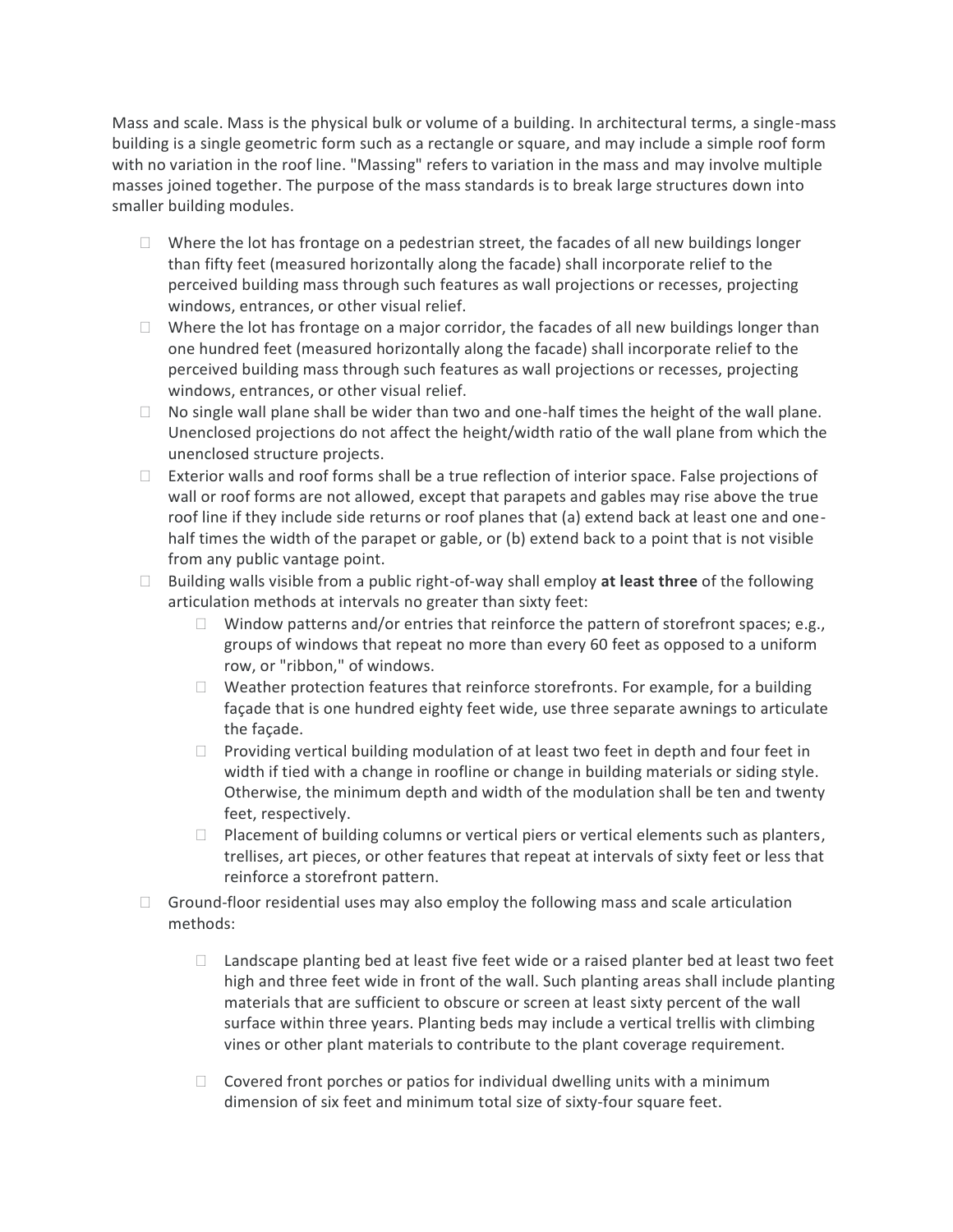Mass and scale. Mass is the physical bulk or volume of a building. In architectural terms, a single-mass building is a single geometric form such as a rectangle or square, and may include a simple roof form with no variation in the roof line. "Massing" refers to variation in the mass and may involve multiple masses joined together. The purpose of the mass standards is to break large structures down into smaller building modules.

- Where the lot has frontage on a pedestrian street, the facades of all new buildings longer than fifty feet (measured horizontally along the facade) shall incorporate relief to the perceived building mass through such features as wall projections or recesses, projecting windows, entrances, or other visual relief.
- Where the lot has frontage on a major corridor, the facades of all new buildings longer than one hundred feet (measured horizontally along the facade) shall incorporate relief to the perceived building mass through such features as wall projections or recesses, projecting windows, entrances, or other visual relief.
- No single wall plane shall be wider than two and one-half times the height of the wall plane. Unenclosed projections do not affect the height/width ratio of the wall plane from which the unenclosed structure projects.
- Exterior walls and roof forms shall be a true reflection of interior space. False projections of wall or roof forms are not allowed, except that parapets and gables may rise above the true roof line if they include side returns or roof planes that (a) extend back at least one and one-half times the width of the parapet or gable, or (b) extend back to a point that is not visible from any public vantage point.
- Building walls visible from a public right-of-way shall employ **at least three** of the following articulation methods at intervals no greater than sixty feet:
  - Window patterns and/or entries that reinforce the pattern of storefront spaces; e.g., groups of windows that repeat no more than every 60 feet as opposed to a uniform row, or "ribbon," of windows.
  - Weather protection features that reinforce storefronts. For example, for a building façade that is one hundred eighty feet wide, use three separate awnings to articulate the façade.
  - Providing vertical building modulation of at least two feet in depth and four feet in width if tied with a change in roofline or change in building materials or siding style. Otherwise, the minimum depth and width of the modulation shall be ten and twenty feet, respectively.
  - Placement of building columns or vertical piers or vertical elements such as planters, trellises, art pieces, or other features that repeat at intervals of sixty feet or less that reinforce a storefront pattern.
- Ground-floor residential uses may also employ the following mass and scale articulation methods:
  - Landscape planting bed at least five feet wide or a raised planter bed at least two feet high and three feet wide in front of the wall. Such planting areas shall include planting materials that are sufficient to obscure or screen at least sixty percent of the wall surface within three years. Planting beds may include a vertical trellis with climbing vines or other plant materials to contribute to the plant coverage requirement.
  - Covered front porches or patios for individual dwelling units with a minimum dimension of six feet and minimum total size of sixty-four square feet.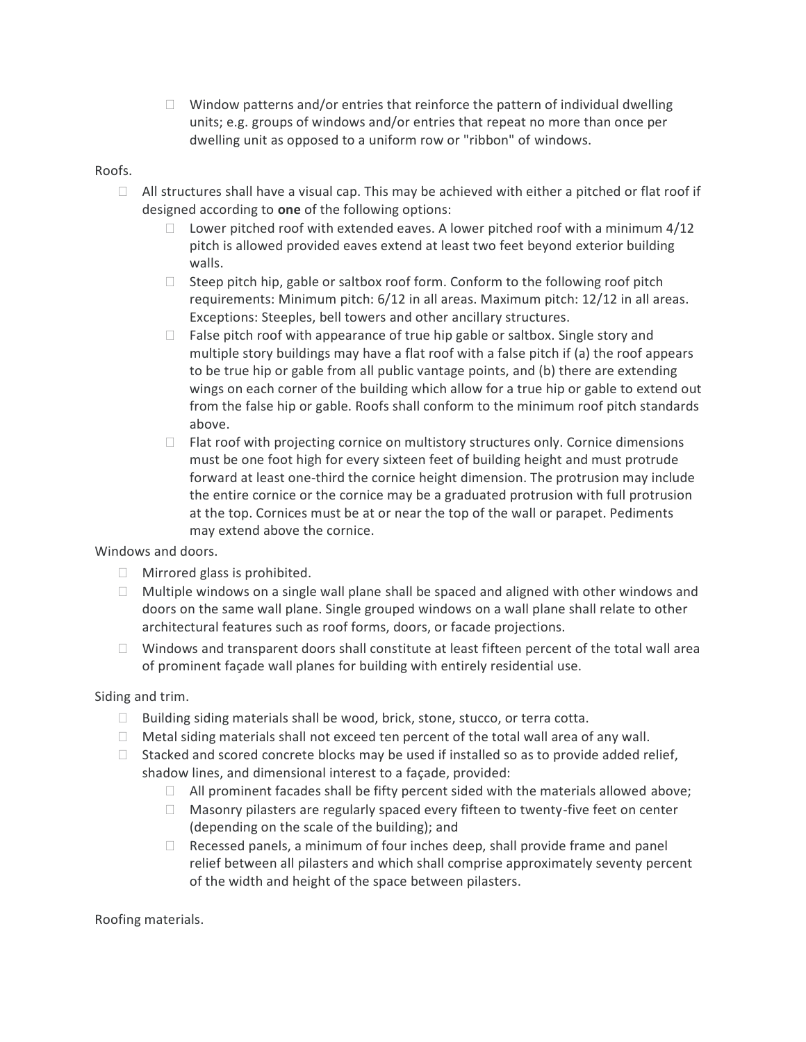- Window patterns and/or entries that reinforce the pattern of individual dwelling units; e.g. groups of windows and/or entries that repeat no more than once per dwelling unit as opposed to a uniform row or "ribbon" of windows.

Roofs.

- All structures shall have a visual cap. This may be achieved with either a pitched or flat roof if designed according to **one** of the following options:
  - Lower pitched roof with extended eaves. A lower pitched roof with a minimum 4/12 pitch is allowed provided eaves extend at least two feet beyond exterior building walls.
  - Steep pitch hip, gable or saltbox roof form. Conform to the following roof pitch requirements: Minimum pitch: 6/12 in all areas. Maximum pitch: 12/12 in all areas. Exceptions: Steeples, bell towers and other ancillary structures.
  - False pitch roof with appearance of true hip gable or saltbox. Single story and multiple story buildings may have a flat roof with a false pitch if (a) the roof appears to be true hip or gable from all public vantage points, and (b) there are extending wings on each corner of the building which allow for a true hip or gable to extend out from the false hip or gable. Roofs shall conform to the minimum roof pitch standards above.
  - Flat roof with projecting cornice on multistory structures only. Cornice dimensions must be one foot high for every sixteen feet of building height and must protrude forward at least one-third the cornice height dimension. The protrusion may include the entire cornice or the cornice may be a graduated protrusion with full protrusion at the top. Cornices must be at or near the top of the wall or parapet. Pediments may extend above the cornice.

Windows and doors.

- Mirrored glass is prohibited.
- Multiple windows on a single wall plane shall be spaced and aligned with other windows and doors on the same wall plane. Single grouped windows on a wall plane shall relate to other architectural features such as roof forms, doors, or facade projections.
- Windows and transparent doors shall constitute at least fifteen percent of the total wall area of prominent façade wall planes for building with entirely residential use.

Siding and trim.

- Building siding materials shall be wood, brick, stone, stucco, or terra cotta.
- Metal siding materials shall not exceed ten percent of the total wall area of any wall.
- Stacked and scored concrete blocks may be used if installed so as to provide added relief, shadow lines, and dimensional interest to a façade, provided:
  - All prominent facades shall be fifty percent sided with the materials allowed above;
  - Masonry pilasters are regularly spaced every fifteen to twenty-five feet on center (depending on the scale of the building); and
  - Recessed panels, a minimum of four inches deep, shall provide frame and panel relief between all pilasters and which shall comprise approximately seventy percent of the width and height of the space between pilasters.

Roofing materials.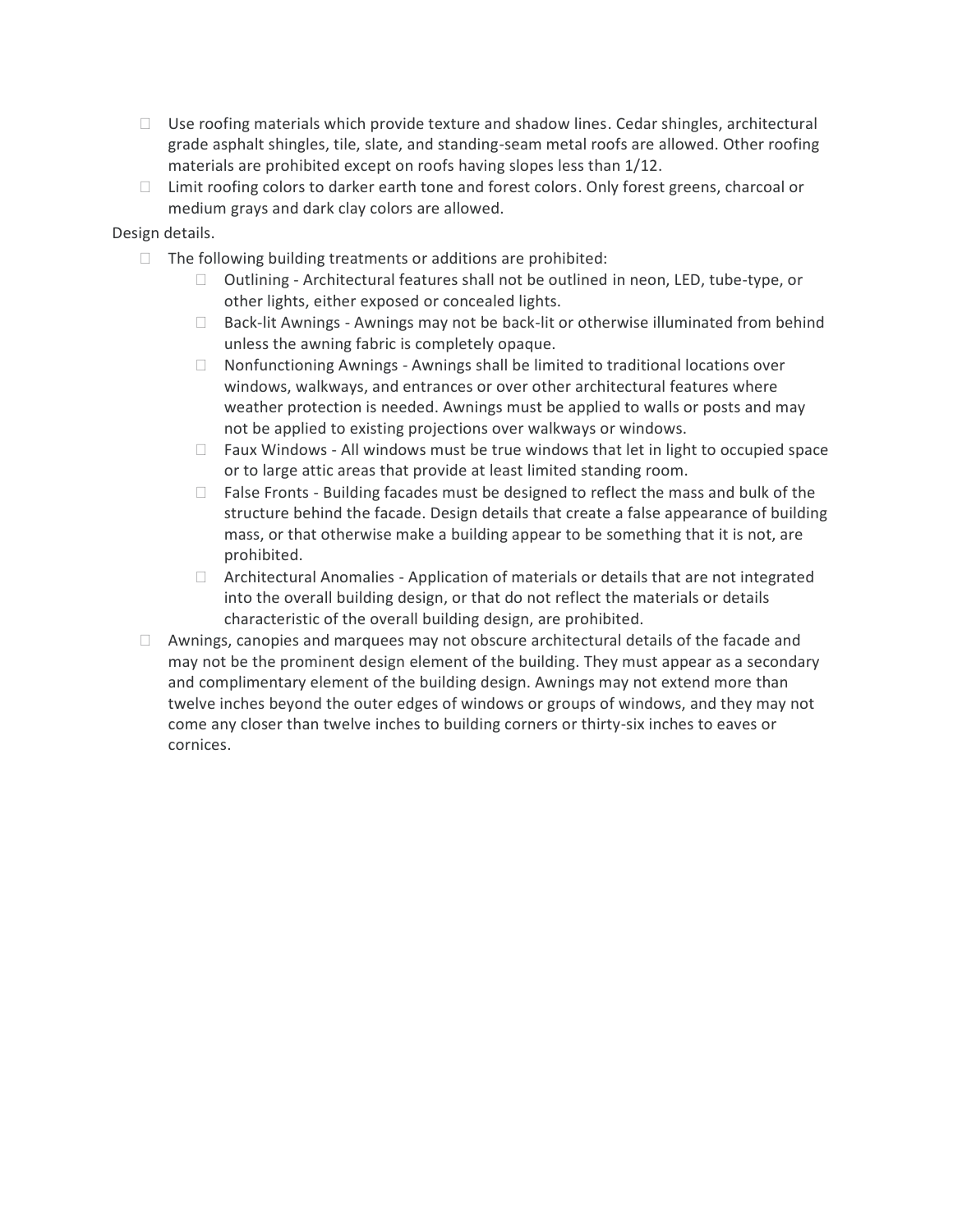- Use roofing materials which provide texture and shadow lines. Cedar shingles, architectural grade asphalt shingles, tile, slate, and standing-seam metal roofs are allowed. Other roofing materials are prohibited except on roofs having slopes less than 1/12.
- Limit roofing colors to darker earth tone and forest colors. Only forest greens, charcoal or medium grays and dark clay colors are allowed.

Design details.

- The following building treatments or additions are prohibited:
  - Outlining - Architectural features shall not be outlined in neon, LED, tube-type, or other lights, either exposed or concealed lights.
  - Back-lit Awnings - Awnings may not be back-lit or otherwise illuminated from behind unless the awning fabric is completely opaque.
  - Nonfunctioning Awnings - Awnings shall be limited to traditional locations over windows, walkways, and entrances or over other architectural features where weather protection is needed. Awnings must be applied to walls or posts and may not be applied to existing projections over walkways or windows.
  - Faux Windows - All windows must be true windows that let in light to occupied space or to large attic areas that provide at least limited standing room.
  - False Fronts - Building facades must be designed to reflect the mass and bulk of the structure behind the facade. Design details that create a false appearance of building mass, or that otherwise make a building appear to be something that it is not, are prohibited.
  - Architectural Anomalies - Application of materials or details that are not integrated into the overall building design, or that do not reflect the materials or details characteristic of the overall building design, are prohibited.
- Awnings, canopies and marquees may not obscure architectural details of the facade and may not be the prominent design element of the building. They must appear as a secondary and complimentary element of the building design. Awnings may not extend more than twelve inches beyond the outer edges of windows or groups of windows, and they may not come any closer than twelve inches to building corners or thirty-six inches to eaves or cornices.